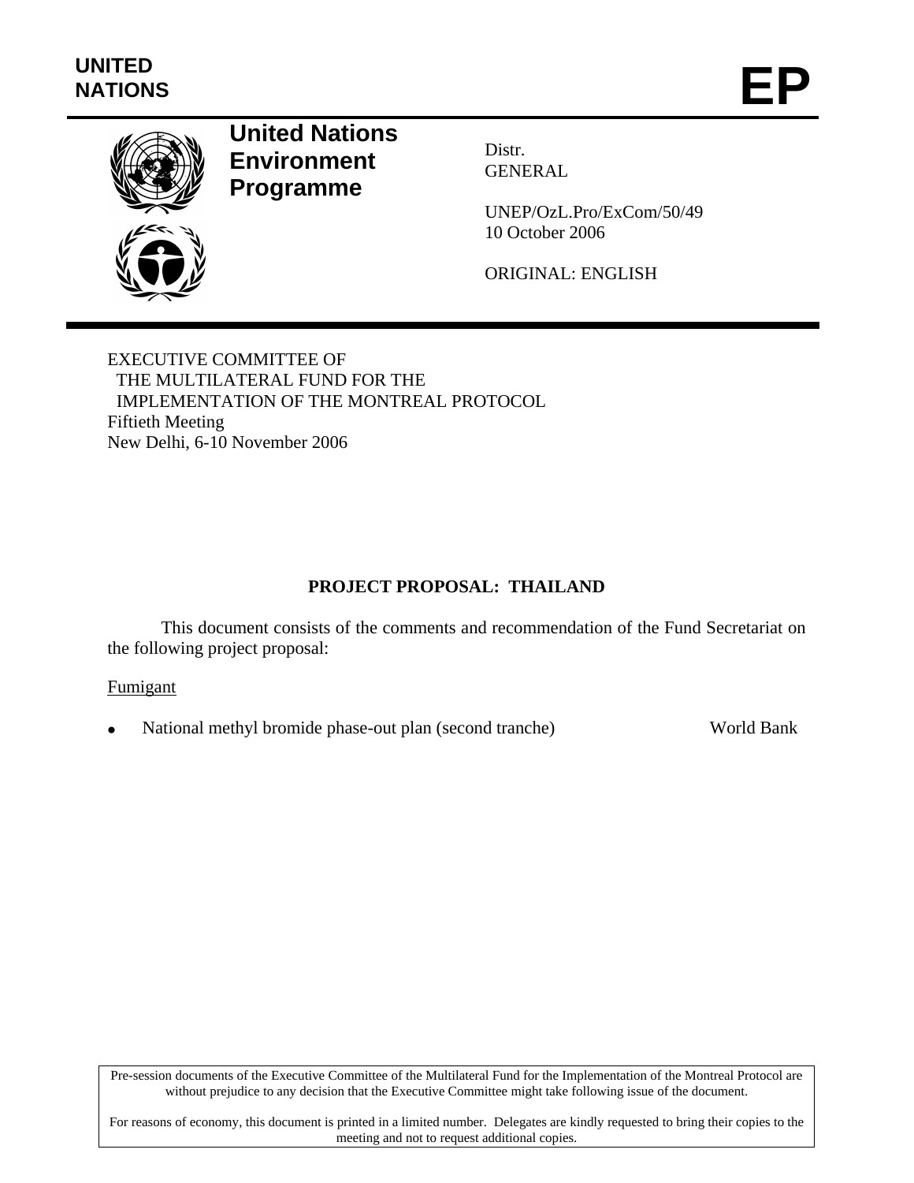UNITED NATIONS

# EP

**United Nations Environment Programme**

Distr.
GENERAL

UNEP/OzL.Pro/ExCom/50/49
10 October 2006

ORIGINAL: ENGLISH

EXECUTIVE COMMITTEE OF
THE MULTILATERAL FUND FOR THE
IMPLEMENTATION OF THE MONTREAL PROTOCOL
Fiftieth Meeting
New Delhi, 6-10 November 2006

## PROJECT PROPOSAL: THAILAND

This document consists of the comments and recommendation of the Fund Secretariat on the following project proposal:

Fumigant

- National methyl bromide phase-out plan (second tranche) World Bank

Pre-session documents of the Executive Committee of the Multilateral Fund for the Implementation of the Montreal Protocol are without prejudice to any decision that the Executive Committee might take following issue of the document.

For reasons of economy, this document is printed in a limited number. Delegates are kindly requested to bring their copies to the meeting and not to request additional copies.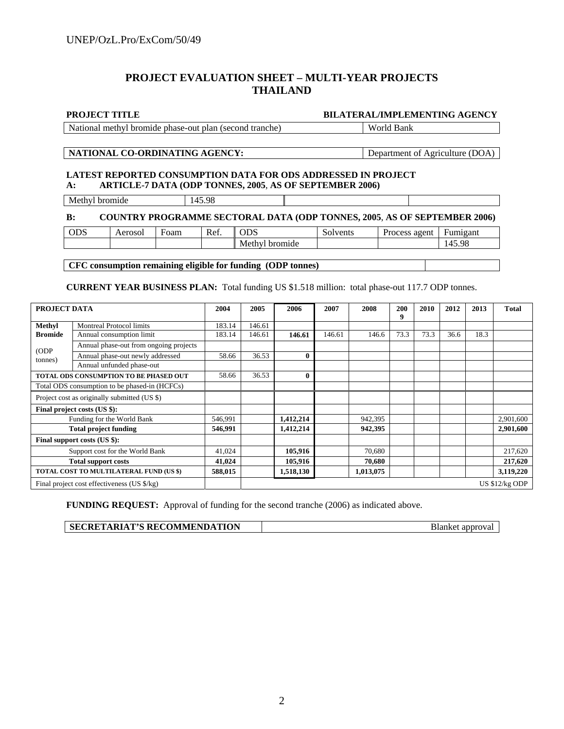## PROJECT EVALUATION SHEET – MULTI-YEAR PROJECTS
## THAILAND

| PROJECT TITLE | BILATERAL/IMPLEMENTING AGENCY |
|---|---|
| National methyl bromide phase-out plan (second tranche) | World Bank |

| NATIONAL CO-ORDINATING AGENCY: | Department of Agriculture (DOA) |
|---|---|

**LATEST REPORTED CONSUMPTION DATA FOR ODS ADDRESSED IN PROJECT**
**A: ARTICLE-7 DATA (ODP TONNES, 2005, AS OF SEPTEMBER 2006)**

| Methyl bromide | 145.98 | | |
|---|---|---|---|

**B: COUNTRY PROGRAMME SECTORAL DATA (ODP TONNES, 2005, AS OF SEPTEMBER 2006)**

| ODS | Aerosol | Foam | Ref. | ODS | Solvents | Process agent | Fumigant |
|---|---|---|---|---|---|---|---|
| | | | | Methyl bromide | | | 145.98 |

| CFC consumption remaining eligible for funding (ODP tonnes) | |
|---|---|

**CURRENT YEAR BUSINESS PLAN:** Total funding US $1.518 million: total phase-out 117.7 ODP tonnes.

| PROJECT DATA | | 2004 | 2005 | 2006 | 2007 | 2008 | 2009 | 2010 | 2012 | 2013 | Total |
|---|---|---|---|---|---|---|---|---|---|---|---|
| Methyl Bromide (ODP tonnes) | Montreal Protocol limits | 183.14 | 146.61 | | | | | | | | |
| | Annual consumption limit | 183.14 | 146.61 | 146.61 | 146.61 | 146.6 | 73.3 | 73.3 | 36.6 | 18.3 | |
| | Annual phase-out from ongoing projects | | | | | | | | | | |
| | Annual phase-out newly addressed | 58.66 | 36.53 | 0 | | | | | | | |
| | Annual unfunded phase-out | | | | | | | | | | |
| TOTAL ODS CONSUMPTION TO BE PHASED OUT | | 58.66 | 36.53 | 0 | | | | | | | |
| Total ODS consumption to be phased-in (HCFCs) | | | | | | | | | | | |
| Project cost as originally submitted (US $) | | | | | | | | | | | |
| **Final project costs (US $):** | | | | | | | | | | | |
| Funding for the World Bank | | 546,991 | | 1,412,214 | | 942,395 | | | | | 2,901,600 |
| **Total project funding** | | **546,991** | | **1,412,214** | | **942,395** | | | | | **2,901,600** |
| **Final support costs (US $):** | | | | | | | | | | | |
| Support cost for the World Bank | | 41,024 | | 105,916 | | 70,680 | | | | | 217,620 |
| **Total support costs** | | **41,024** | | **105,916** | | **70,680** | | | | | **217,620** |
| **TOTAL COST TO MULTILATERAL FUND (US $)** | | **588,015** | | **1,518,130** | | **1,013,075** | | | | | **3,119,220** |
| Final project cost effectiveness (US $/kg) | | | US $12/kg ODP | | | | | | | | |

**FUNDING REQUEST:** Approval of funding for the second tranche (2006) as indicated above.

| SECRETARIAT'S RECOMMENDATION | Blanket approval |
|---|---|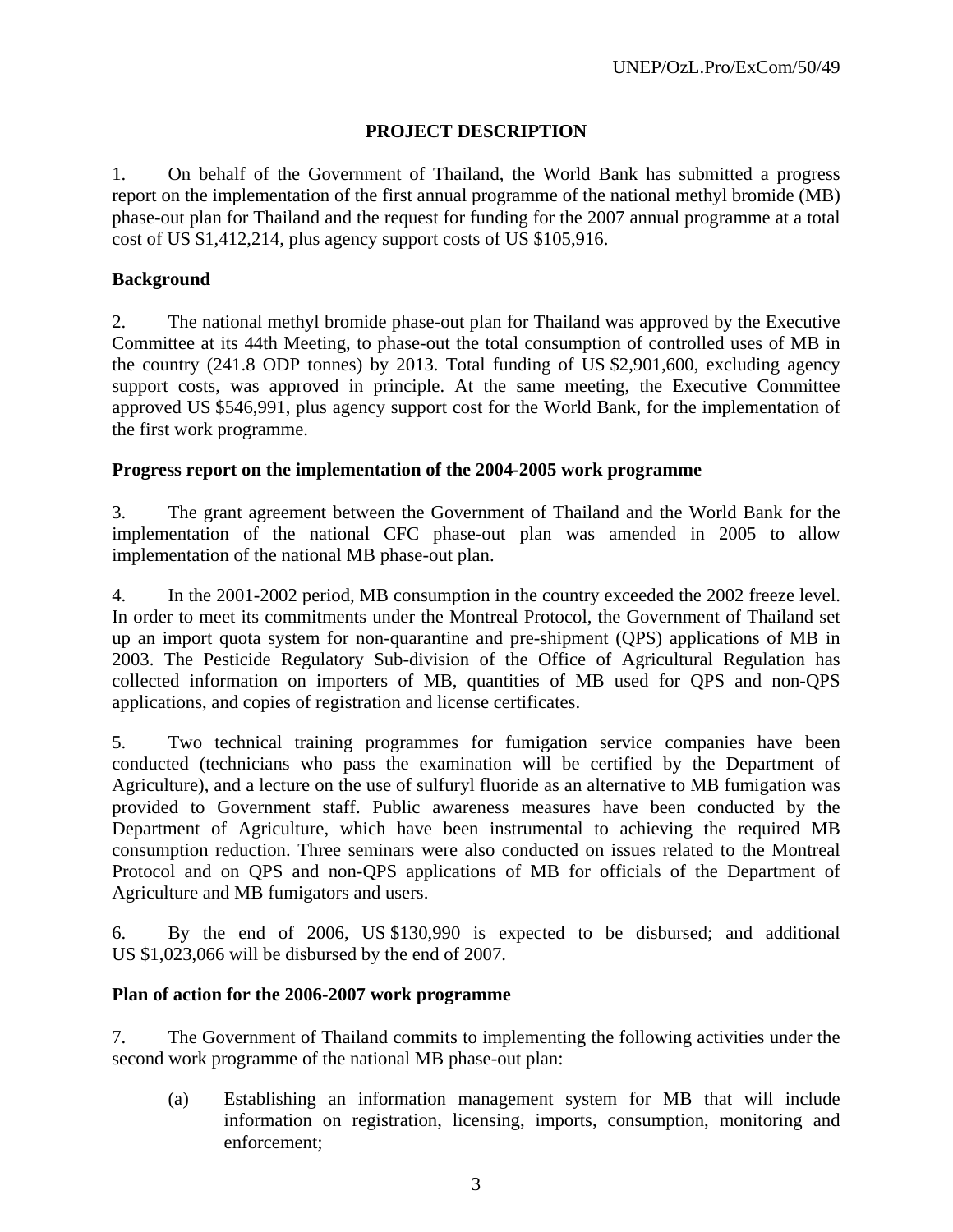## PROJECT DESCRIPTION

1. On behalf of the Government of Thailand, the World Bank has submitted a progress report on the implementation of the first annual programme of the national methyl bromide (MB) phase-out plan for Thailand and the request for funding for the 2007 annual programme at a total cost of US $1,412,214, plus agency support costs of US $105,916.

### Background

2. The national methyl bromide phase-out plan for Thailand was approved by the Executive Committee at its 44th Meeting, to phase-out the total consumption of controlled uses of MB in the country (241.8 ODP tonnes) by 2013. Total funding of US $2,901,600, excluding agency support costs, was approved in principle. At the same meeting, the Executive Committee approved US $546,991, plus agency support cost for the World Bank, for the implementation of the first work programme.

### Progress report on the implementation of the 2004-2005 work programme

3. The grant agreement between the Government of Thailand and the World Bank for the implementation of the national CFC phase-out plan was amended in 2005 to allow implementation of the national MB phase-out plan.

4. In the 2001-2002 period, MB consumption in the country exceeded the 2002 freeze level. In order to meet its commitments under the Montreal Protocol, the Government of Thailand set up an import quota system for non-quarantine and pre-shipment (QPS) applications of MB in 2003. The Pesticide Regulatory Sub-division of the Office of Agricultural Regulation has collected information on importers of MB, quantities of MB used for QPS and non-QPS applications, and copies of registration and license certificates.

5. Two technical training programmes for fumigation service companies have been conducted (technicians who pass the examination will be certified by the Department of Agriculture), and a lecture on the use of sulfuryl fluoride as an alternative to MB fumigation was provided to Government staff. Public awareness measures have been conducted by the Department of Agriculture, which have been instrumental to achieving the required MB consumption reduction. Three seminars were also conducted on issues related to the Montreal Protocol and on QPS and non-QPS applications of MB for officials of the Department of Agriculture and MB fumigators and users.

6. By the end of 2006, US $130,990 is expected to be disbursed; and additional US $1,023,066 will be disbursed by the end of 2007.

### Plan of action for the 2006-2007 work programme

7. The Government of Thailand commits to implementing the following activities under the second work programme of the national MB phase-out plan:

(a) Establishing an information management system for MB that will include information on registration, licensing, imports, consumption, monitoring and enforcement;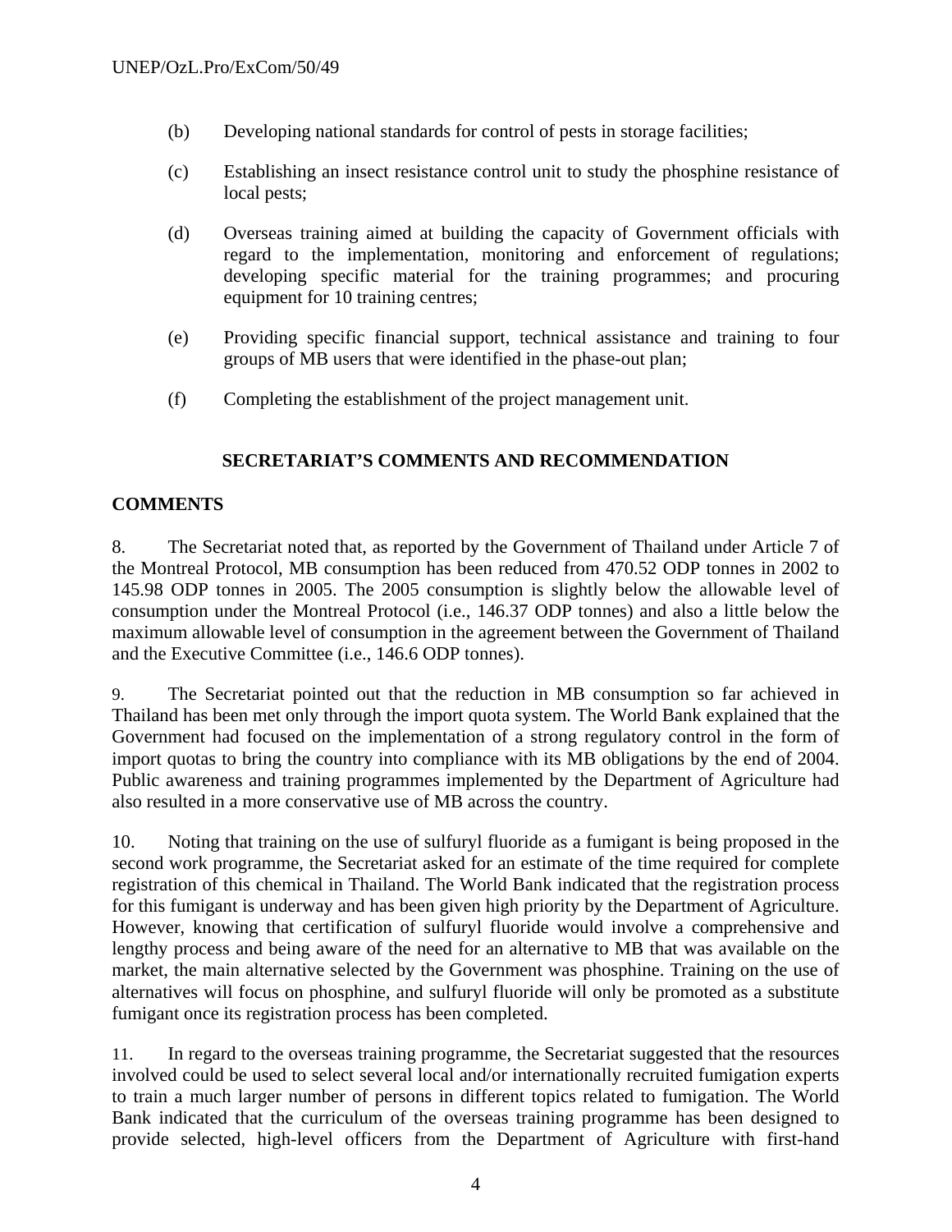(b) Developing national standards for control of pests in storage facilities;

(c) Establishing an insect resistance control unit to study the phosphine resistance of local pests;

(d) Overseas training aimed at building the capacity of Government officials with regard to the implementation, monitoring and enforcement of regulations; developing specific material for the training programmes; and procuring equipment for 10 training centres;

(e) Providing specific financial support, technical assistance and training to four groups of MB users that were identified in the phase-out plan;

(f) Completing the establishment of the project management unit.

## SECRETARIAT'S COMMENTS AND RECOMMENDATION

### COMMENTS

8. The Secretariat noted that, as reported by the Government of Thailand under Article 7 of the Montreal Protocol, MB consumption has been reduced from 470.52 ODP tonnes in 2002 to 145.98 ODP tonnes in 2005. The 2005 consumption is slightly below the allowable level of consumption under the Montreal Protocol (i.e., 146.37 ODP tonnes) and also a little below the maximum allowable level of consumption in the agreement between the Government of Thailand and the Executive Committee (i.e., 146.6 ODP tonnes).

9. The Secretariat pointed out that the reduction in MB consumption so far achieved in Thailand has been met only through the import quota system. The World Bank explained that the Government had focused on the implementation of a strong regulatory control in the form of import quotas to bring the country into compliance with its MB obligations by the end of 2004. Public awareness and training programmes implemented by the Department of Agriculture had also resulted in a more conservative use of MB across the country.

10. Noting that training on the use of sulfuryl fluoride as a fumigant is being proposed in the second work programme, the Secretariat asked for an estimate of the time required for complete registration of this chemical in Thailand. The World Bank indicated that the registration process for this fumigant is underway and has been given high priority by the Department of Agriculture. However, knowing that certification of sulfuryl fluoride would involve a comprehensive and lengthy process and being aware of the need for an alternative to MB that was available on the market, the main alternative selected by the Government was phosphine. Training on the use of alternatives will focus on phosphine, and sulfuryl fluoride will only be promoted as a substitute fumigant once its registration process has been completed.

11. In regard to the overseas training programme, the Secretariat suggested that the resources involved could be used to select several local and/or internationally recruited fumigation experts to train a much larger number of persons in different topics related to fumigation. The World Bank indicated that the curriculum of the overseas training programme has been designed to provide selected, high-level officers from the Department of Agriculture with first-hand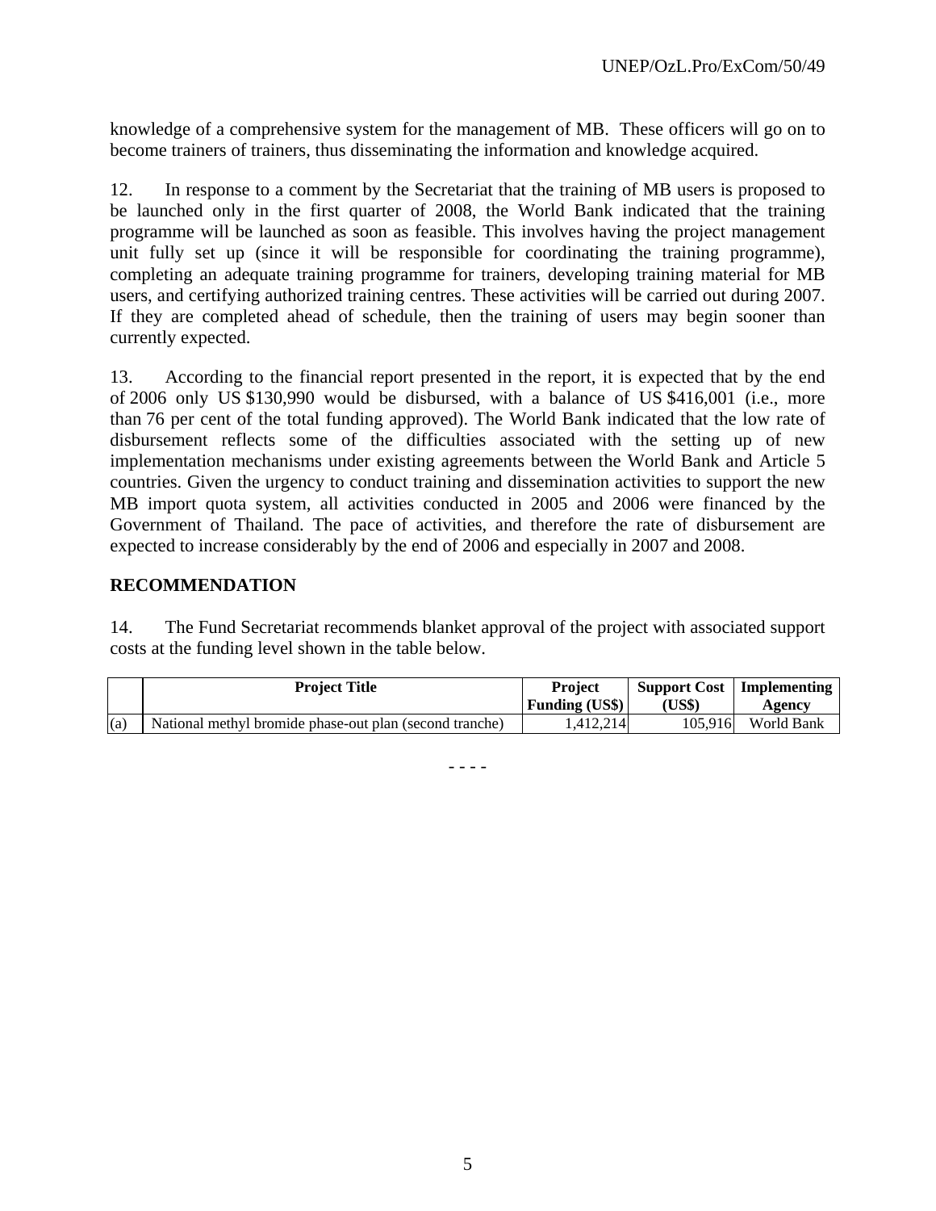knowledge of a comprehensive system for the management of MB. These officers will go on to become trainers of trainers, thus disseminating the information and knowledge acquired.

12. In response to a comment by the Secretariat that the training of MB users is proposed to be launched only in the first quarter of 2008, the World Bank indicated that the training programme will be launched as soon as feasible. This involves having the project management unit fully set up (since it will be responsible for coordinating the training programme), completing an adequate training programme for trainers, developing training material for MB users, and certifying authorized training centres. These activities will be carried out during 2007. If they are completed ahead of schedule, then the training of users may begin sooner than currently expected.

13. According to the financial report presented in the report, it is expected that by the end of 2006 only US $130,990 would be disbursed, with a balance of US $416,001 (i.e., more than 76 per cent of the total funding approved). The World Bank indicated that the low rate of disbursement reflects some of the difficulties associated with the setting up of new implementation mechanisms under existing agreements between the World Bank and Article 5 countries. Given the urgency to conduct training and dissemination activities to support the new MB import quota system, all activities conducted in 2005 and 2006 were financed by the Government of Thailand. The pace of activities, and therefore the rate of disbursement are expected to increase considerably by the end of 2006 and especially in 2007 and 2008.

## RECOMMENDATION

14. The Fund Secretariat recommends blanket approval of the project with associated support costs at the funding level shown in the table below.

| | Project Title | Project Funding (US$) | Support Cost (US$) | Implementing Agency |
|---|---|---|---|---|
| (a) | National methyl bromide phase-out plan (second tranche) | 1,412,214 | 105,916 | World Bank |

- - - -